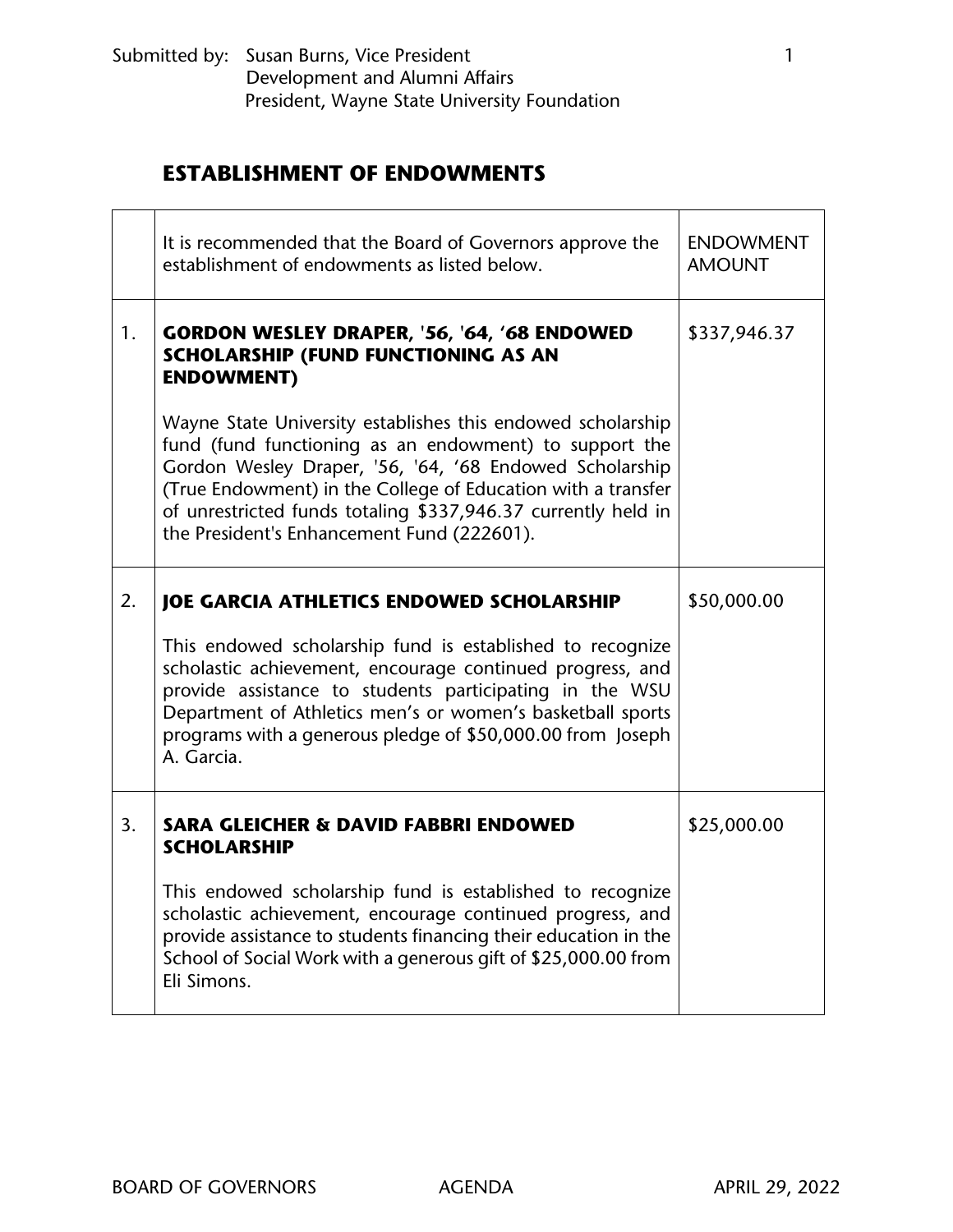Submitted by: Susan Burns, Vice President
Development and Alumni Affairs
President, Wayne State University Foundation

## ESTABLISHMENT OF ENDOWMENTS

| | It is recommended that the Board of Governors approve the establishment of endowments as listed below. | ENDOWMENT AMOUNT |
|---|---|---|
| 1. | **GORDON WESLEY DRAPER, '56, '64, '68 ENDOWED SCHOLARSHIP (FUND FUNCTIONING AS AN ENDOWMENT)**<br><br>Wayne State University establishes this endowed scholarship fund (fund functioning as an endowment) to support the Gordon Wesley Draper, '56, '64, '68 Endowed Scholarship (True Endowment) in the College of Education with a transfer of unrestricted funds totaling \$337,946.37 currently held in the President's Enhancement Fund (222601). | \$337,946.37 |
| 2. | **JOE GARCIA ATHLETICS ENDOWED SCHOLARSHIP**<br><br>This endowed scholarship fund is established to recognize scholastic achievement, encourage continued progress, and provide assistance to students participating in the WSU Department of Athletics men's or women's basketball sports programs with a generous pledge of \$50,000.00 from Joseph A. Garcia. | \$50,000.00 |
| 3. | **SARA GLEICHER & DAVID FABBRI ENDOWED SCHOLARSHIP**<br><br>This endowed scholarship fund is established to recognize scholastic achievement, encourage continued progress, and provide assistance to students financing their education in the School of Social Work with a generous gift of \$25,000.00 from Eli Simons. | \$25,000.00 |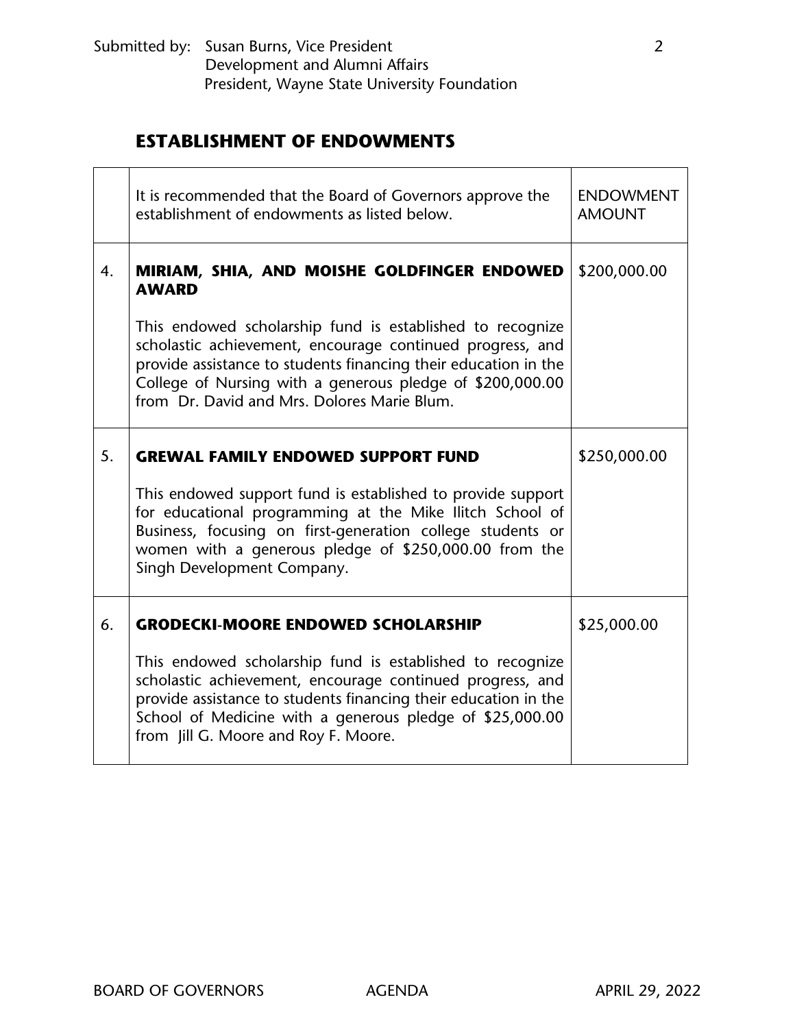Submitted by: Susan Burns, Vice President
Development and Alumni Affairs
President, Wayne State University Foundation

## ESTABLISHMENT OF ENDOWMENTS

| | It is recommended that the Board of Governors approve the establishment of endowments as listed below. | ENDOWMENT AMOUNT |
|---|---|---|
| 4. | **MIRIAM, SHIA, AND MOISHE GOLDFINGER ENDOWED AWARD**<br><br>This endowed scholarship fund is established to recognize scholastic achievement, encourage continued progress, and provide assistance to students financing their education in the College of Nursing with a generous pledge of $200,000.00 from Dr. David and Mrs. Dolores Marie Blum. | $200,000.00 |
| 5. | **GREWAL FAMILY ENDOWED SUPPORT FUND**<br><br>This endowed support fund is established to provide support for educational programming at the Mike Ilitch School of Business, focusing on first-generation college students or women with a generous pledge of $250,000.00 from the Singh Development Company. | $250,000.00 |
| 6. | **GRODECKI-MOORE ENDOWED SCHOLARSHIP**<br><br>This endowed scholarship fund is established to recognize scholastic achievement, encourage continued progress, and provide assistance to students financing their education in the School of Medicine with a generous pledge of $25,000.00 from Jill G. Moore and Roy F. Moore. | $25,000.00 |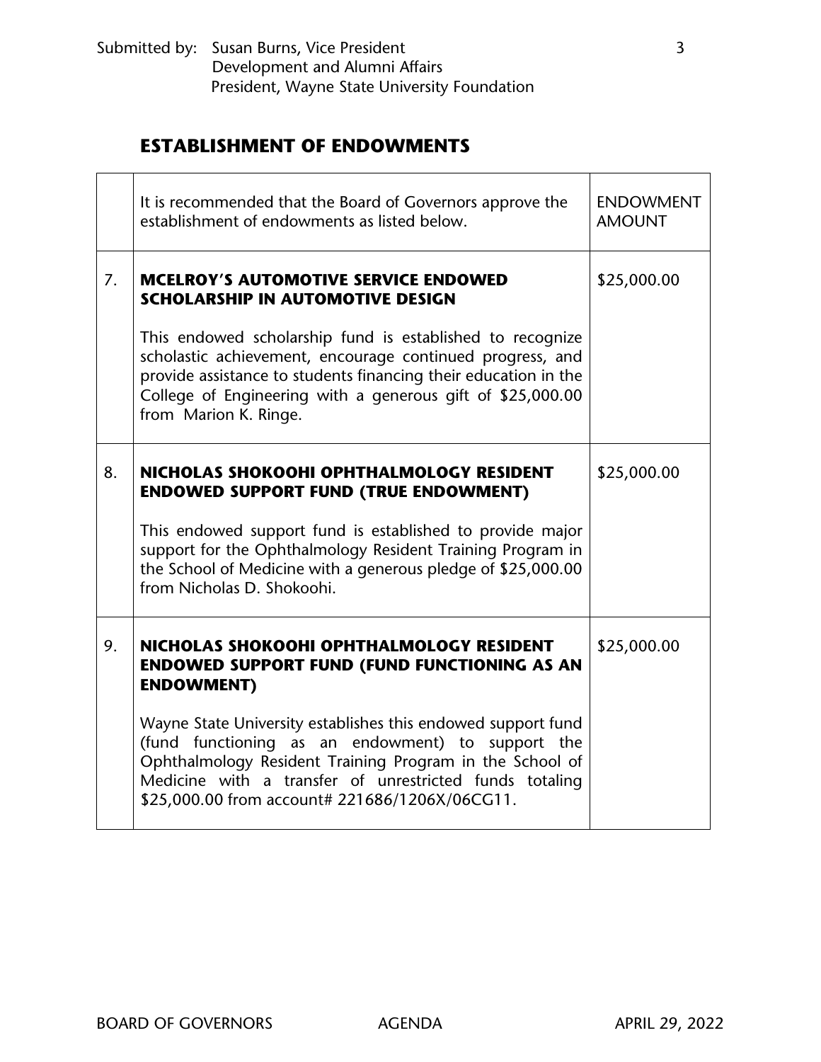Submitted by: Susan Burns, Vice President
Development and Alumni Affairs
President, Wayne State University Foundation

## ESTABLISHMENT OF ENDOWMENTS

| | It is recommended that the Board of Governors approve the establishment of endowments as listed below. | ENDOWMENT AMOUNT |
|---|---|---|
| 7. | **MCELROY'S AUTOMOTIVE SERVICE ENDOWED SCHOLARSHIP IN AUTOMOTIVE DESIGN**<br><br>This endowed scholarship fund is established to recognize scholastic achievement, encourage continued progress, and provide assistance to students financing their education in the College of Engineering with a generous gift of $25,000.00 from Marion K. Ringe. | $25,000.00 |
| 8. | **NICHOLAS SHOKOOHI OPHTHALMOLOGY RESIDENT ENDOWED SUPPORT FUND (TRUE ENDOWMENT)**<br><br>This endowed support fund is established to provide major support for the Ophthalmology Resident Training Program in the School of Medicine with a generous pledge of $25,000.00 from Nicholas D. Shokoohi. | $25,000.00 |
| 9. | **NICHOLAS SHOKOOHI OPHTHALMOLOGY RESIDENT ENDOWED SUPPORT FUND (FUND FUNCTIONING AS AN ENDOWMENT)**<br><br>Wayne State University establishes this endowed support fund (fund functioning as an endowment) to support the Ophthalmology Resident Training Program in the School of Medicine with a transfer of unrestricted funds totaling $25,000.00 from account# 221686/1206X/06CG11. | $25,000.00 |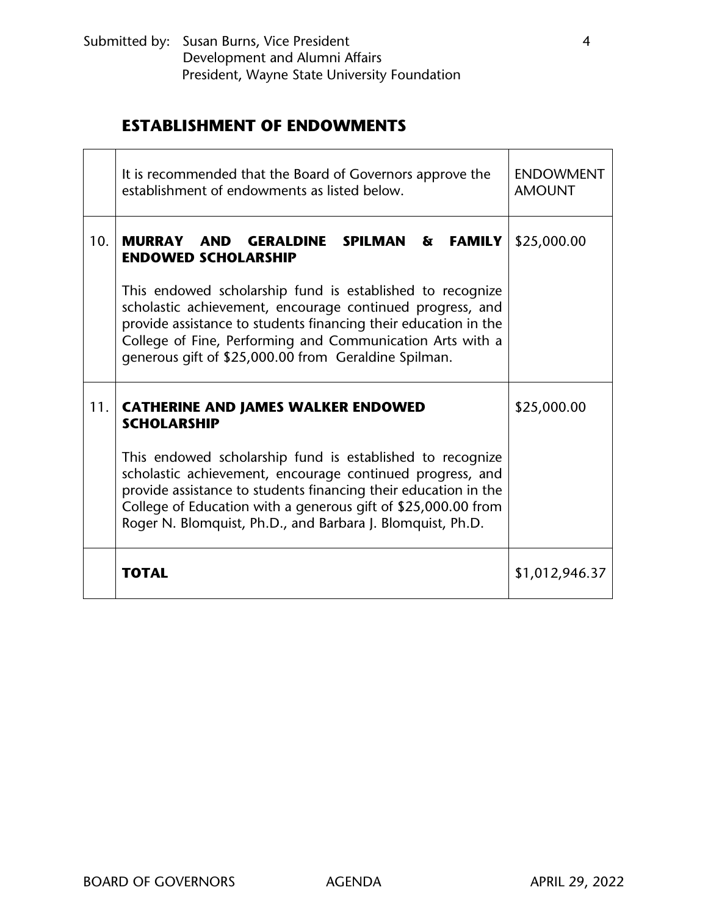Submitted by: Susan Burns, Vice President
Development and Alumni Affairs
President, Wayne State University Foundation

## ESTABLISHMENT OF ENDOWMENTS

| | It is recommended that the Board of Governors approve the establishment of endowments as listed below. | ENDOWMENT AMOUNT |
|---|---|---|
| 10. | **MURRAY AND GERALDINE SPILMAN & FAMILY ENDOWED SCHOLARSHIP**<br><br>This endowed scholarship fund is established to recognize scholastic achievement, encourage continued progress, and provide assistance to students financing their education in the College of Fine, Performing and Communication Arts with a generous gift of $25,000.00 from Geraldine Spilman. | $25,000.00 |
| 11. | **CATHERINE AND JAMES WALKER ENDOWED SCHOLARSHIP**<br><br>This endowed scholarship fund is established to recognize scholastic achievement, encourage continued progress, and provide assistance to students financing their education in the College of Education with a generous gift of $25,000.00 from Roger N. Blomquist, Ph.D., and Barbara J. Blomquist, Ph.D. | $25,000.00 |
| | **TOTAL** | $1,012,946.37 |

BOARD OF GOVERNORS AGENDA APRIL 29, 2022